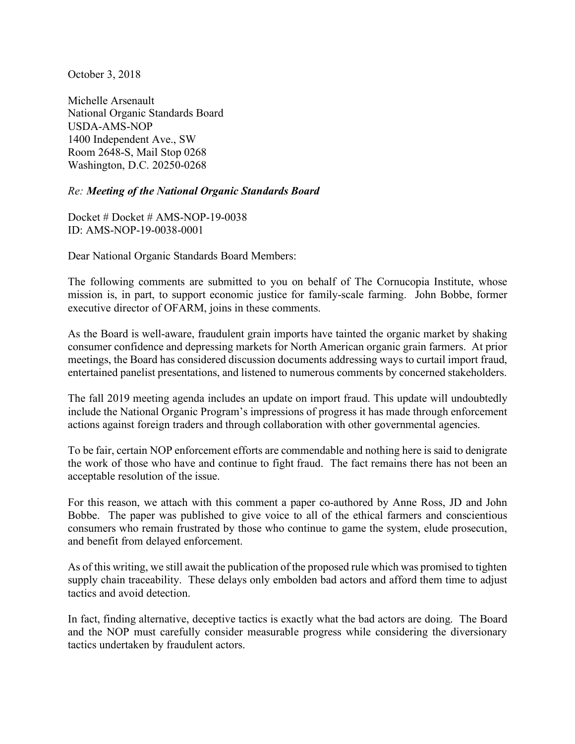October 3, 2018

Michelle Arsenault
National Organic Standards Board
USDA-AMS-NOP
1400 Independent Ave., SW
Room 2648-S, Mail Stop 0268
Washington, D.C. 20250-0268

*Re:* ***Meeting of the National Organic Standards Board***

Docket # Docket # AMS-NOP-19-0038
ID: AMS-NOP-19-0038-0001

Dear National Organic Standards Board Members:

The following comments are submitted to you on behalf of The Cornucopia Institute, whose mission is, in part, to support economic justice for family-scale farming. John Bobbe, former executive director of OFARM, joins in these comments.

As the Board is well-aware, fraudulent grain imports have tainted the organic market by shaking consumer confidence and depressing markets for North American organic grain farmers. At prior meetings, the Board has considered discussion documents addressing ways to curtail import fraud, entertained panelist presentations, and listened to numerous comments by concerned stakeholders.

The fall 2019 meeting agenda includes an update on import fraud. This update will undoubtedly include the National Organic Program's impressions of progress it has made through enforcement actions against foreign traders and through collaboration with other governmental agencies.

To be fair, certain NOP enforcement efforts are commendable and nothing here is said to denigrate the work of those who have and continue to fight fraud. The fact remains there has not been an acceptable resolution of the issue.

For this reason, we attach with this comment a paper co-authored by Anne Ross, JD and John Bobbe. The paper was published to give voice to all of the ethical farmers and conscientious consumers who remain frustrated by those who continue to game the system, elude prosecution, and benefit from delayed enforcement.

As of this writing, we still await the publication of the proposed rule which was promised to tighten supply chain traceability. These delays only embolden bad actors and afford them time to adjust tactics and avoid detection.

In fact, finding alternative, deceptive tactics is exactly what the bad actors are doing. The Board and the NOP must carefully consider measurable progress while considering the diversionary tactics undertaken by fraudulent actors.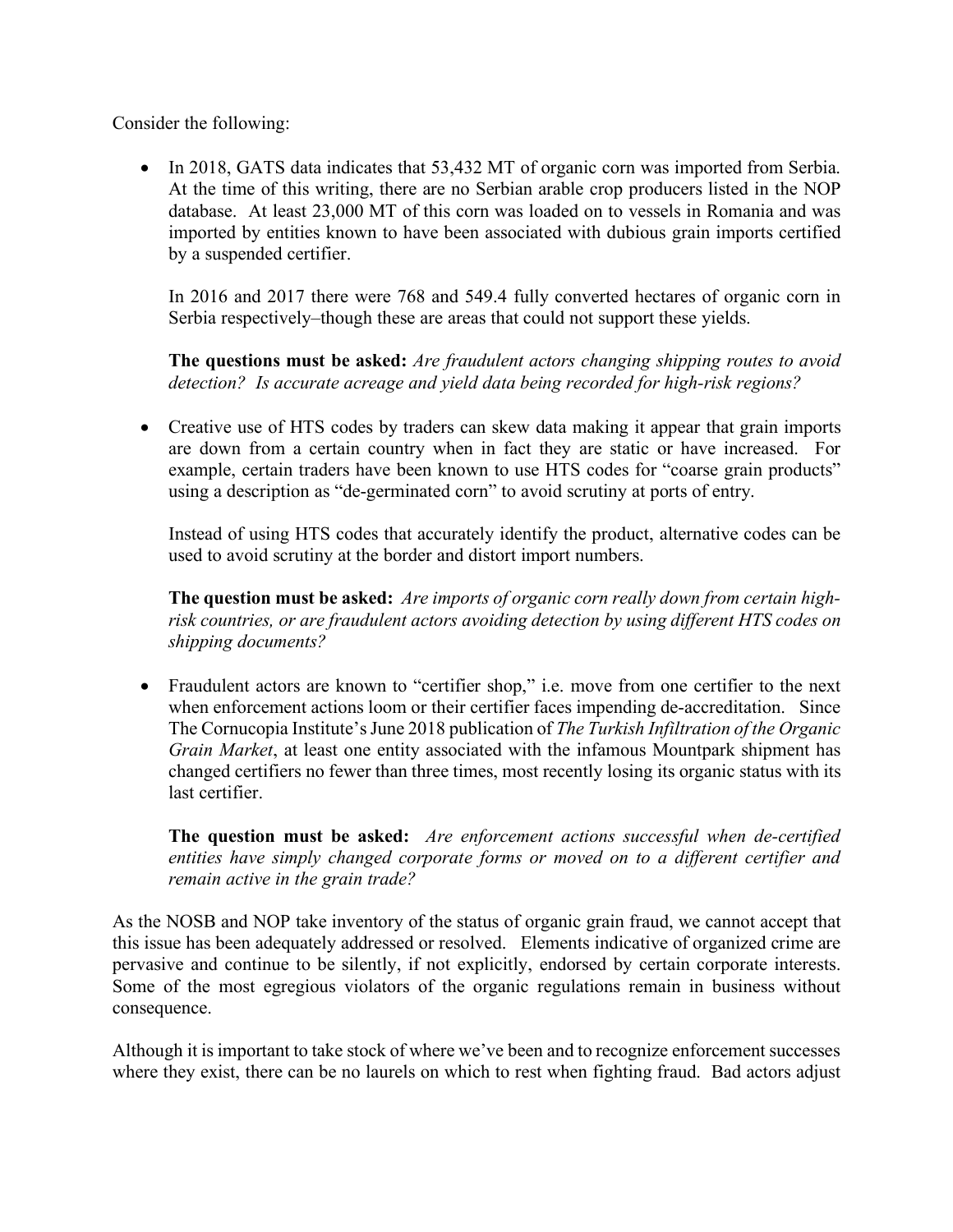Consider the following:

- In 2018, GATS data indicates that 53,432 MT of organic corn was imported from Serbia. At the time of this writing, there are no Serbian arable crop producers listed in the NOP database. At least 23,000 MT of this corn was loaded on to vessels in Romania and was imported by entities known to have been associated with dubious grain imports certified by a suspended certifier.

  In 2016 and 2017 there were 768 and 549.4 fully converted hectares of organic corn in Serbia respectively–though these are areas that could not support these yields.

  **The questions must be asked:** *Are fraudulent actors changing shipping routes to avoid detection? Is accurate acreage and yield data being recorded for high-risk regions?*

- Creative use of HTS codes by traders can skew data making it appear that grain imports are down from a certain country when in fact they are static or have increased. For example, certain traders have been known to use HTS codes for "coarse grain products" using a description as "de-germinated corn" to avoid scrutiny at ports of entry.

  Instead of using HTS codes that accurately identify the product, alternative codes can be used to avoid scrutiny at the border and distort import numbers.

  **The question must be asked:** *Are imports of organic corn really down from certain high-risk countries, or are fraudulent actors avoiding detection by using different HTS codes on shipping documents?*

- Fraudulent actors are known to "certifier shop," i.e. move from one certifier to the next when enforcement actions loom or their certifier faces impending de-accreditation. Since The Cornucopia Institute's June 2018 publication of *The Turkish Infiltration of the Organic Grain Market*, at least one entity associated with the infamous Mountpark shipment has changed certifiers no fewer than three times, most recently losing its organic status with its last certifier.

  **The question must be asked:** *Are enforcement actions successful when de-certified entities have simply changed corporate forms or moved on to a different certifier and remain active in the grain trade?*

As the NOSB and NOP take inventory of the status of organic grain fraud, we cannot accept that this issue has been adequately addressed or resolved. Elements indicative of organized crime are pervasive and continue to be silently, if not explicitly, endorsed by certain corporate interests. Some of the most egregious violators of the organic regulations remain in business without consequence.

Although it is important to take stock of where we've been and to recognize enforcement successes where they exist, there can be no laurels on which to rest when fighting fraud. Bad actors adjust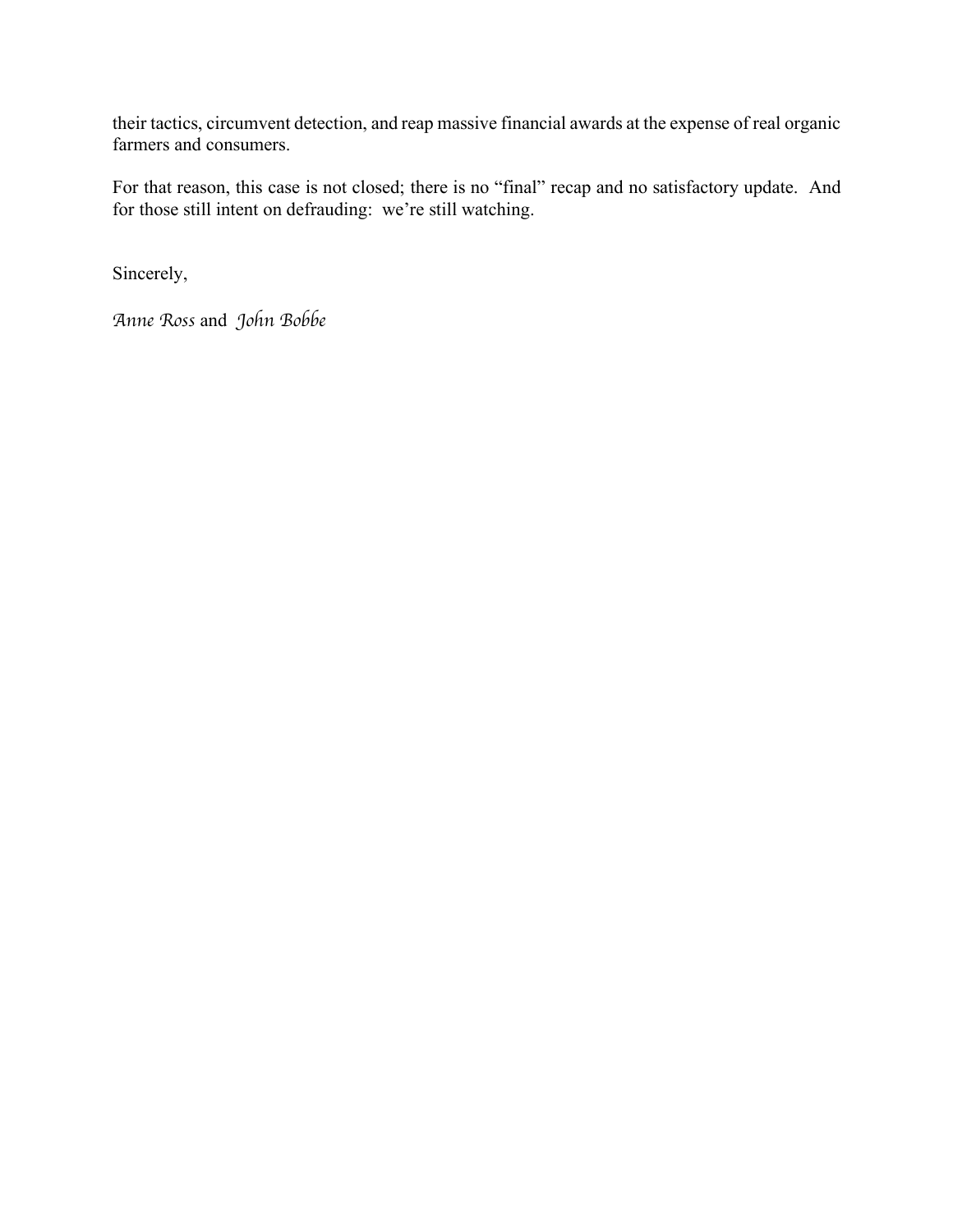their tactics, circumvent detection, and reap massive financial awards at the expense of real organic farmers and consumers.

For that reason, this case is not closed; there is no "final" recap and no satisfactory update.  And for those still intent on defrauding:  we're still watching.

Sincerely,

*Anne Ross* and *John Bobbe*